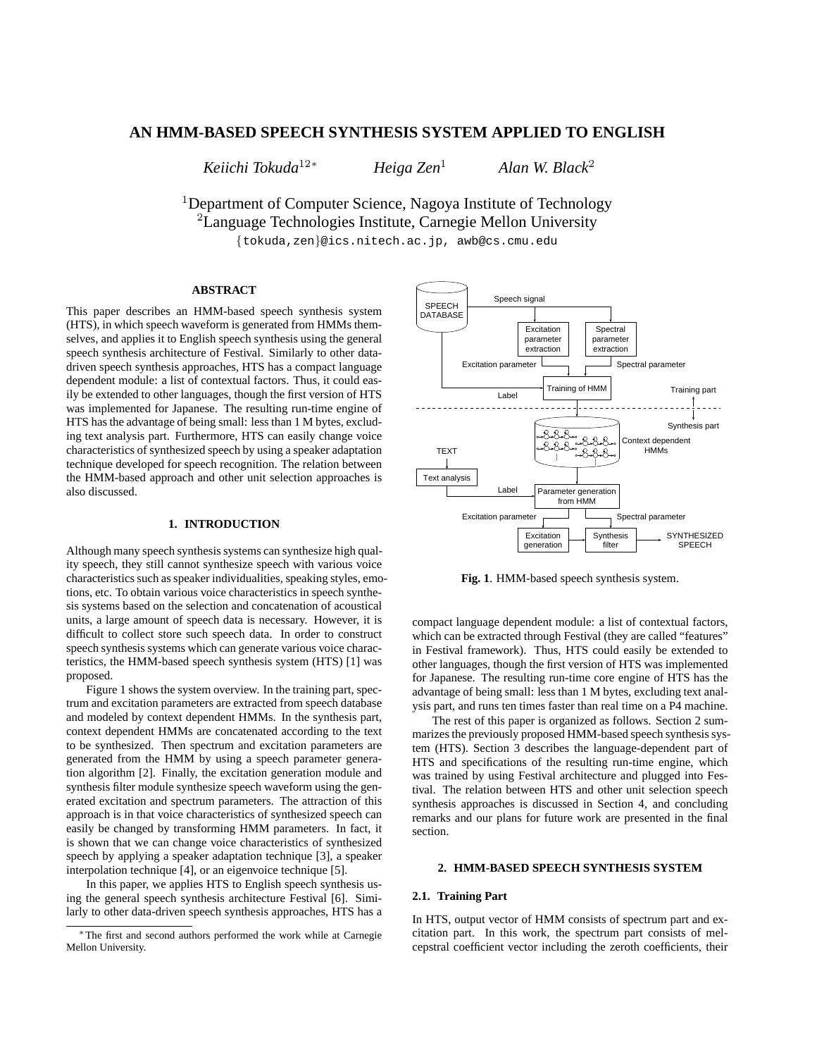# AN HMM-BASED SPEECH SYNTHESIS SYSTEM APPLIED TO ENGLISH

*Keiichi Tokuda*[12*] *Heiga Zen*[1] *Alan W. Black*[2]

[1]Department of Computer Science, Nagoya Institute of Technology
[2]Language Technologies Institute, Carnegie Mellon University
{tokuda,zen}@ics.nitech.ac.jp, awb@cs.cmu.edu

## ABSTRACT

This paper describes an HMM-based speech synthesis system (HTS), in which speech waveform is generated from HMMs themselves, and applies it to English speech synthesis using the general speech synthesis architecture of Festival. Similarly to other data-driven speech synthesis approaches, HTS has a compact language dependent module: a list of contextual factors. Thus, it could easily be extended to other languages, though the first version of HTS was implemented for Japanese. The resulting run-time engine of HTS has the advantage of being small: less than 1 M bytes, excluding text analysis part. Furthermore, HTS can easily change voice characteristics of synthesized speech by using a speaker adaptation technique developed for speech recognition. The relation between the HMM-based approach and other unit selection approaches is also discussed.

## 1. INTRODUCTION

Although many speech synthesis systems can synthesize high quality speech, they still cannot synthesize speech with various voice characteristics such as speaker individualities, speaking styles, emotions, etc. To obtain various voice characteristics in speech synthesis systems based on the selection and concatenation of acoustical units, a large amount of speech data is necessary. However, it is difficult to collect store such speech data. In order to construct speech synthesis systems which can generate various voice characteristics, the HMM-based speech synthesis system (HTS) [1] was proposed.

Figure 1 shows the system overview. In the training part, spectrum and excitation parameters are extracted from speech database and modeled by context dependent HMMs. In the synthesis part, context dependent HMMs are concatenated according to the text to be synthesized. Then spectrum and excitation parameters are generated from the HMM by using a speech parameter generation algorithm [2]. Finally, the excitation generation module and synthesis filter module synthesize speech waveform using the generated excitation and spectrum parameters. The attraction of this approach is in that voice characteristics of synthesized speech can easily be changed by transforming HMM parameters. In fact, it is shown that we can change voice characteristics of synthesized speech by applying a speaker adaptation technique [3], a speaker interpolation technique [4], or an eigenvoice technique [5].

In this paper, we applies HTS to English speech synthesis using the general speech synthesis architecture Festival [6]. Similarly to other data-driven speech synthesis approaches, HTS has a compact language dependent module: a list of contextual factors, which can be extracted through Festival (they are called "features" in Festival framework). Thus, HTS could easily be extended to other languages, though the first version of HTS was implemented for Japanese. The resulting run-time core engine of HTS has the advantage of being small: less than 1 M bytes, excluding text analysis part, and runs ten times faster than real time on a P4 machine.

**Fig. 1**. HMM-based speech synthesis system.

The rest of this paper is organized as follows. Section 2 summarizes the previously proposed HMM-based speech synthesis system (HTS). Section 3 describes the language-dependent part of HTS and specifications of the resulting run-time engine, which was trained by using Festival architecture and plugged into Festival. The relation between HTS and other unit selection speech synthesis approaches is discussed in Section 4, and concluding remarks and our plans for future work are presented in the final section.

## 2. HMM-BASED SPEECH SYNTHESIS SYSTEM

### 2.1. Training Part

In HTS, output vector of HMM consists of spectrum part and excitation part. In this work, the spectrum part consists of mel-cepstral coefficient vector including the zeroth coefficients, their

*The first and second authors performed the work while at Carnegie Mellon University.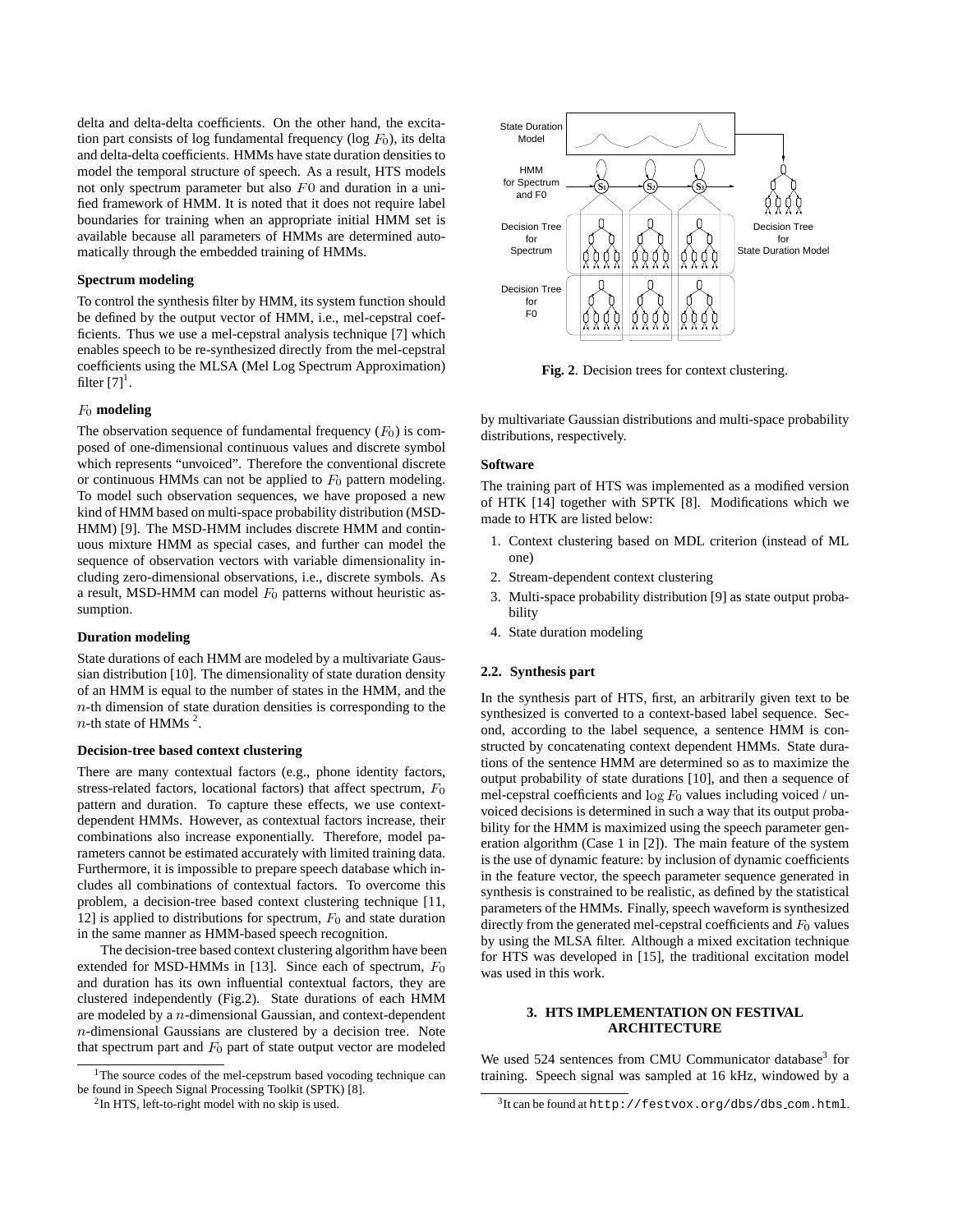delta and delta-delta coefficients. On the other hand, the excitation part consists of log fundamental frequency (log $F_0$), its delta and delta-delta coefficients. HMMs have state duration densities to model the temporal structure of speech. As a result, HTS models not only spectrum parameter but also $F0$ and duration in a unified framework of HMM. It is noted that it does not require label boundaries for training when an appropriate initial HMM set is available because all parameters of HMMs are determined automatically through the embedded training of HMMs.

**Spectrum modeling**

To control the synthesis filter by HMM, its system function should be defined by the output vector of HMM, i.e., mel-cepstral coefficients. Thus we use a mel-cepstral analysis technique [7] which enables speech to be re-synthesized directly from the mel-cepstral coefficients using the MLSA (Mel Log Spectrum Approximation) filter [7][1].

**$F_0$ modeling**

The observation sequence of fundamental frequency ($F_0$) is composed of one-dimensional continuous values and discrete symbol which represents "unvoiced". Therefore the conventional discrete or continuous HMMs can not be applied to $F_0$ pattern modeling. To model such observation sequences, we have proposed a new kind of HMM based on multi-space probability distribution (MSD-HMM) [9]. The MSD-HMM includes discrete HMM and continuous mixture HMM as special cases, and further can model the sequence of observation vectors with variable dimensionality including zero-dimensional observations, i.e., discrete symbols. As a result, MSD-HMM can model $F_0$ patterns without heuristic assumption.

**Duration modeling**

State durations of each HMM are modeled by a multivariate Gaussian distribution [10]. The dimensionality of state duration density of an HMM is equal to the number of states in the HMM, and the $n$-th dimension of state duration densities is corresponding to the $n$-th state of HMMs [2].

**Decision-tree based context clustering**

There are many contextual factors (e.g., phone identity factors, stress-related factors, locational factors) that affect spectrum, $F_0$ pattern and duration. To capture these effects, we use context-dependent HMMs. However, as contextual factors increase, their combinations also increase exponentially. Therefore, model parameters cannot be estimated accurately with limited training data. Furthermore, it is impossible to prepare speech database which includes all combinations of contextual factors. To overcome this problem, a decision-tree based context clustering technique [11, 12] is applied to distributions for spectrum, $F_0$ and state duration in the same manner as HMM-based speech recognition.

The decision-tree based context clustering algorithm have been extended for MSD-HMMs in [13]. Since each of spectrum, $F_0$ and duration has its own influential contextual factors, they are clustered independently (Fig.2). State durations of each HMM are modeled by a $n$-dimensional Gaussian, and context-dependent $n$-dimensional Gaussians are clustered by a decision tree. Note that spectrum part and $F_0$ part of state output vector are modeled by multivariate Gaussian distributions and multi-space probability distributions, respectively.

**Fig. 2**. Decision trees for context clustering.

**Software**

The training part of HTS was implemented as a modified version of HTK [14] together with SPTK [8]. Modifications which we made to HTK are listed below:

1. Context clustering based on MDL criterion (instead of ML one)
2. Stream-dependent context clustering
3. Multi-space probability distribution [9] as state output probability
4. State duration modeling

### 2.2. Synthesis part

In the synthesis part of HTS, first, an arbitrarily given text to be synthesized is converted to a context-based label sequence. Second, according to the label sequence, a sentence HMM is constructed by concatenating context dependent HMMs. State durations of the sentence HMM are determined so as to maximize the output probability of state durations [10], and then a sequence of mel-cepstral coefficients and $\log F_0$ values including voiced / unvoiced decisions is determined in such a way that its output probability for the HMM is maximized using the speech parameter generation algorithm (Case 1 in [2]). The main feature of the system is the use of dynamic feature: by inclusion of dynamic coefficients in the feature vector, the speech parameter sequence generated in synthesis is constrained to be realistic, as defined by the statistical parameters of the HMMs. Finally, speech waveform is synthesized directly from the generated mel-cepstral coefficients and $F_0$ values by using the MLSA filter. Although a mixed excitation technique for HTS was developed in [15], the traditional excitation model was used in this work.

## 3. HTS IMPLEMENTATION ON FESTIVAL ARCHITECTURE

We used 524 sentences from CMU Communicator database[3] for training. Speech signal was sampled at 16 kHz, windowed by a

---

[1] The source codes of the mel-cepstrum based vocoding technique can be found in Speech Signal Processing Toolkit (SPTK) [8].

[2] In HTS, left-to-right model with no skip is used.

[3] It can be found at http://festvox.org/dbs/dbs_com.html.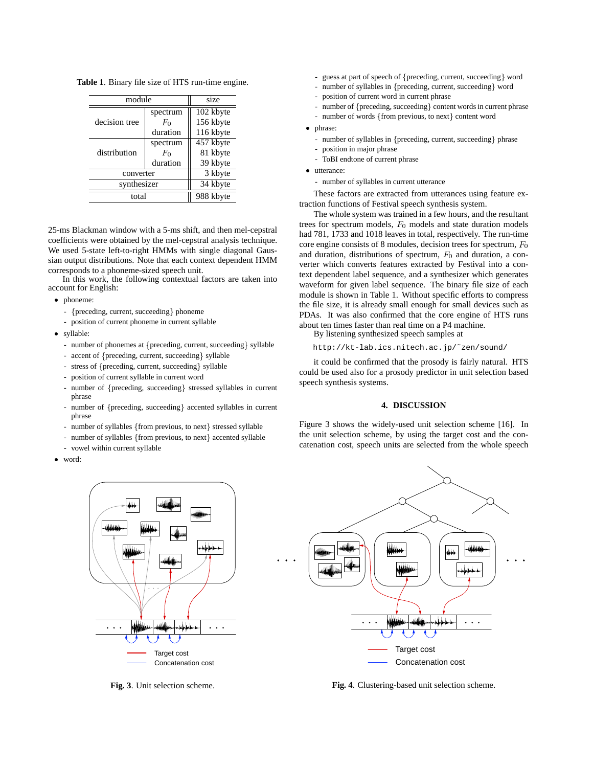**Table 1**. Binary file size of HTS run-time engine.

| module | | size |
|---|---|---|
| decision tree | spectrum | 102 kbyte |
| | $F_0$ | 156 kbyte |
| | duration | 116 kbyte |
| distribution | spectrum | 457 kbyte |
| | $F_0$ | 81 kbyte |
| | duration | 39 kbyte |
| converter | | 3 kbyte |
| synthesizer | | 34 kbyte |
| total | | 988 kbyte |

25-ms Blackman window with a 5-ms shift, and then mel-cepstral coefficients were obtained by the mel-cepstral analysis technique. We used 5-state left-to-right HMMs with single diagonal Gaussian output distributions. Note that each context dependent HMM corresponds to a phoneme-sized speech unit.

In this work, the following contextual factors are taken into account for English:

- phoneme:
  - {preceding, current, succeeding} phoneme
  - position of current phoneme in current syllable
- syllable:
  - number of phonemes at {preceding, current, succeeding} syllable
  - accent of {preceding, current, succeeding} syllable
  - stress of {preceding, current, succeeding} syllable
  - position of current syllable in current word
  - number of {preceding, succeeding} stressed syllables in current phrase
  - number of {preceding, succeeding} accented syllables in current phrase
  - number of syllables {from previous, to next} stressed syllable
  - number of syllables {from previous, to next} accented syllable
  - vowel within current syllable
- word:
  - guess at part of speech of {preceding, current, succeeding} word
  - number of syllables in {preceding, current, succeeding} word
  - position of current word in current phrase
  - number of {preceding, succeeding} content words in current phrase
  - number of words {from previous, to next} content word
- phrase:
  - number of syllables in {preceding, current, succeeding} phrase
  - position in major phrase
  - ToBI endtone of current phrase
- utterance:
  - number of syllables in current utterance

These factors are extracted from utterances using feature extraction functions of Festival speech synthesis system.

The whole system was trained in a few hours, and the resultant trees for spectrum models, $F_0$ models and state duration models had 781, 1733 and 1018 leaves in total, respectively. The run-time core engine consists of 8 modules, decision trees for spectrum, $F_0$ and duration, distributions of spectrum, $F_0$ and duration, a converter which converts features extracted by Festival into a context dependent label sequence, and a synthesizer which generates waveform for given label sequence. The binary file size of each module is shown in Table 1. Without specific efforts to compress the file size, it is already small enough for small devices such as PDAs. It was also confirmed that the core engine of HTS runs about ten times faster than real time on a P4 machine.

By listening synthesized speech samples at

```
http://kt-lab.ics.nitech.ac.jp/˜zen/sound/
```

it could be confirmed that the prosody is fairly natural. HTS could be used also for a prosody predictor in unit selection based speech synthesis systems.

## 4. DISCUSSION

Figure 3 shows the widely-used unit selection scheme [16]. In the unit selection scheme, by using the target cost and the concatenation cost, speech units are selected from the whole speech

Target cost
Concatenation cost

**Fig. 3**. Unit selection scheme.

Target cost
Concatenation cost

**Fig. 4**. Clustering-based unit selection scheme.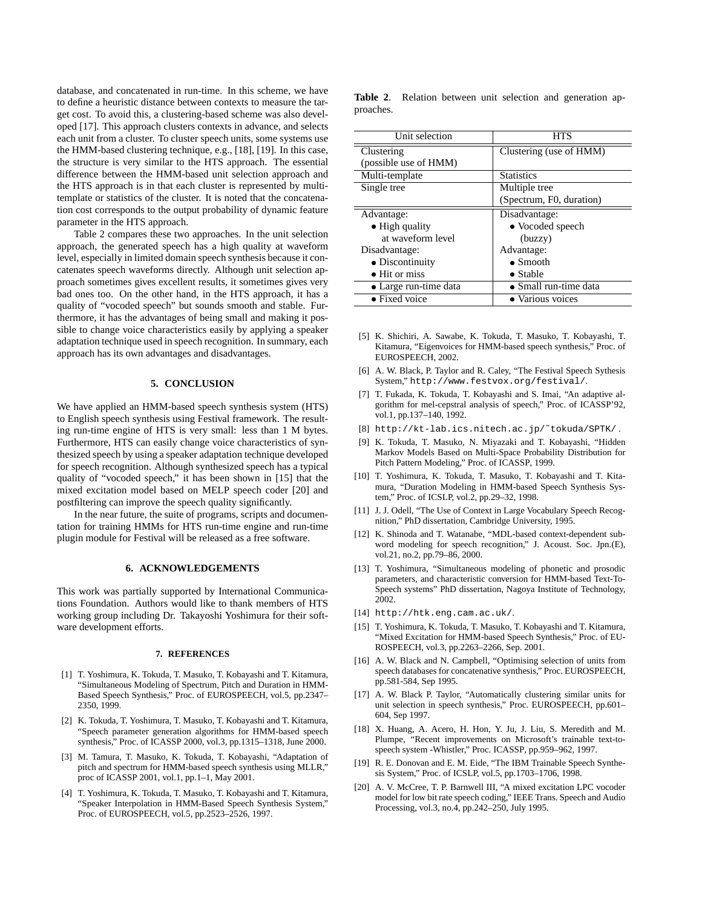database, and concatenated in run-time. In this scheme, we have to define a heuristic distance between contexts to measure the target cost. To avoid this, a clustering-based scheme was also developed [17]. This approach clusters contexts in advance, and selects each unit from a cluster. To cluster speech units, some systems use the HMM-based clustering technique, e.g., [18], [19]. In this case, the structure is very similar to the HTS approach. The essential difference between the HMM-based unit selection approach and the HTS approach is in that each cluster is represented by multi-template or statistics of the cluster. It is noted that the concatenation cost corresponds to the output probability of dynamic feature parameter in the HTS approach.

Table 2 compares these two approaches. In the unit selection approach, the generated speech has a high quality at waveform level, especially in limited domain speech synthesis because it concatenates speech waveforms directly. Although unit selection approach sometimes gives excellent results, it sometimes gives very bad ones too. On the other hand, in the HTS approach, it has a quality of "vocoded speech" but sounds smooth and stable. Furthermore, it has the advantages of being small and making it possible to change voice characteristics easily by applying a speaker adaptation technique used in speech recognition. In summary, each approach has its own advantages and disadvantages.

**Table 2**. Relation between unit selection and generation approaches.

| Unit selection | HTS |
|---|---|
| Clustering (possible use of HMM) | Clustering (use of HMM) |
| Multi-template | Statistics |
| Single tree | Multiple tree (Spectrum, F0, duration) |
| Advantage: • High quality at waveform level Disadvantage: • Discontinuity • Hit or miss | Disadvantage: • Vocoded speech (buzzy) Advantage: • Smooth • Stable |
| • Large run-time data | • Small run-time data |
| • Fixed voice | • Various voices |

## 5. CONCLUSION

We have applied an HMM-based speech synthesis system (HTS) to English speech synthesis using Festival framework. The resulting run-time engine of HTS is very small: less than 1 M bytes. Furthermore, HTS can easily change voice characteristics of synthesized speech by using a speaker adaptation technique developed for speech recognition. Although synthesized speech has a typical quality of "vocoded speech," it has been shown in [15] that the mixed excitation model based on MELP speech coder [20] and postfiltering can improve the speech quality significantly.

In the near future, the suite of programs, scripts and documentation for training HMMs for HTS run-time engine and run-time plugin module for Festival will be released as a free software.

## 6. ACKNOWLEDGEMENTS

This work was partially supported by International Communications Foundation. Authors would like to thank members of HTS working group including Dr. Takayoshi Yoshimura for their software development efforts.

## 7. REFERENCES

[1] T. Yoshimura, K. Tokuda, T. Masuko, T. Kobayashi and T. Kitamura, "Simultaneous Modeling of Spectrum, Pitch and Duration in HMM-Based Speech Synthesis," Proc. of EUROSPEECH, vol.5, pp.2347–2350, 1999.

[2] K. Tokuda, T. Yoshimura, T. Masuko, T. Kobayashi and T. Kitamura, "Speech parameter generation algorithms for HMM-based speech synthesis," Proc. of ICASSP 2000, vol.3, pp.1315–1318, June 2000.

[3] M. Tamura, T. Masuko, K. Tokuda, T. Kobayashi, "Adaptation of pitch and spectrum for HMM-based speech synthesis using MLLR," proc of ICASSP 2001, vol.1, pp.1–1, May 2001.

[4] T. Yoshimura, K. Tokuda, T. Masuko, T. Kobayashi and T. Kitamura, "Speaker Interpolation in HMM-Based Speech Synthesis System," Proc. of EUROSPEECH, vol.5, pp.2523–2526, 1997.

[5] K. Shichiri, A. Sawabe, K. Tokuda, T. Masuko, T. Kobayashi, T. Kitamura, "Eigenvoices for HMM-based speech synthesis," Proc. of EUROSPEECH, 2002.

[6] A. W. Black, P. Taylor and R. Caley, "The Festival Speech Sythesis System," http://www.festvox.org/festival/.

[7] T. Fukada, K. Tokuda, T. Kobayashi and S. Imai, "An adaptive algorithm for mel-cepstral analysis of speech," Proc. of ICASSP'92, vol.1, pp.137–140, 1992.

[8] http://kt-lab.ics.nitech.ac.jp/˜tokuda/SPTK/ .

[9] K. Tokuda, T. Masuko, N. Miyazaki and T. Kobayashi, "Hidden Markov Models Based on Multi-Space Probability Distribution for Pitch Pattern Modeling," Proc. of ICASSP, 1999.

[10] T. Yoshimura, K. Tokuda, T. Masuko, T. Kobayashi and T. Kitamura, "Duration Modeling in HMM-based Speech Synthesis System," Proc. of ICSLP, vol.2, pp.29–32, 1998.

[11] J. J. Odell, "The Use of Context in Large Vocabulary Speech Recognition," PhD dissertation, Cambridge University, 1995.

[12] K. Shinoda and T. Watanabe, "MDL-based context-dependent subword modeling for speech recognition," J. Acoust. Soc. Jpn.(E), vol.21, no.2, pp.79–86, 2000.

[13] T. Yoshimura, "Simultaneous modeling of phonetic and prosodic parameters, and characteristic conversion for HMM-based Text-To-Speech systems" PhD dissertation, Nagoya Institute of Technology, 2002.

[14] http://htk.eng.cam.ac.uk/.

[15] T. Yoshimura, K. Tokuda, T. Masuko, T. Kobayashi and T. Kitamura, "Mixed Excitation for HMM-based Speech Synthesis," Proc. of EUROSPEECH, vol.3, pp.2263–2266, Sep. 2001.

[16] A. W. Black and N. Campbell, "Optimising selection of units from speech databases for concatenative synthesis," Proc. EUROSPEECH, pp.581-584, Sep 1995.

[17] A. W. Black P. Taylor, "Automatically clustering similar units for unit selection in speech synthesis," Proc. EUROSPEECH, pp.601–604, Sep 1997.

[18] X. Huang, A. Acero, H. Hon, Y. Ju, J. Liu, S. Meredith and M. Plumpe, "Recent improvements on Microsoft's trainable text-to-speech system -Whistler," Proc. ICASSP, pp.959–962, 1997.

[19] R. E. Donovan and E. M. Eide, "The IBM Trainable Speech Synthesis System," Proc. of ICSLP, vol.5, pp.1703–1706, 1998.

[20] A. V. McCree, T. P. Barnwell III, "A mixed excitation LPC vocoder model for low bit rate speech coding," IEEE Trans. Speech and Audio Processing, vol.3, no.4, pp.242–250, July 1995.